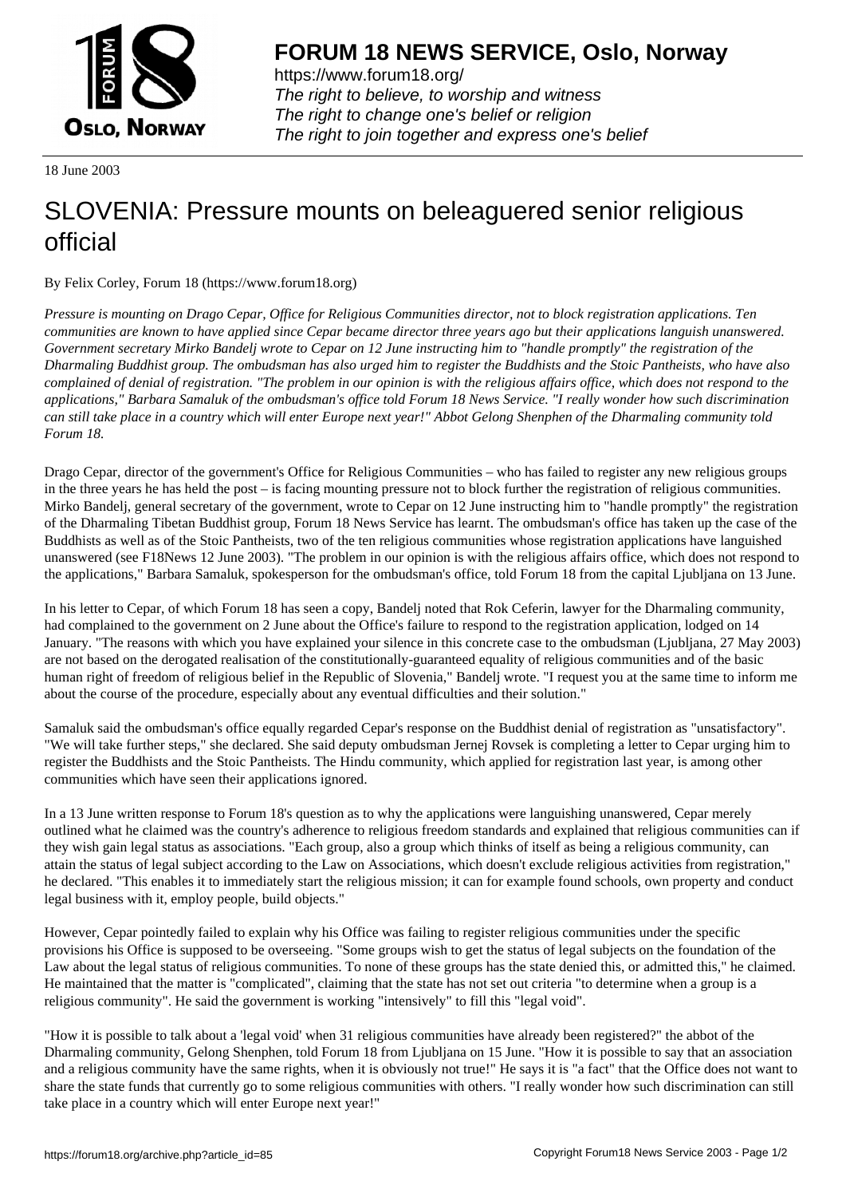**FORUM 18 NEWS SERVICE, Oslo, Norway**

https://www.forum18.org/
*The right to believe, to worship and witness*
*The right to change one's belief or religion*
*The right to join together and express one's belief*

18 June 2003

# SLOVENIA: Pressure mounts on beleaguered senior religious official

By Felix Corley, Forum 18 (https://www.forum18.org)

*Pressure is mounting on Drago Cepar, Office for Religious Communities director, not to block registration applications. Ten communities are known to have applied since Cepar became director three years ago but their applications languish unanswered. Government secretary Mirko Bandelj wrote to Cepar on 12 June instructing him to "handle promptly" the registration of the Dharmaling Buddhist group. The ombudsman has also urged him to register the Buddhists and the Stoic Pantheists, who have also complained of denial of registration. "The problem in our opinion is with the religious affairs office, which does not respond to the applications," Barbara Samaluk of the ombudsman's office told Forum 18 News Service. "I really wonder how such discrimination can still take place in a country which will enter Europe next year!" Abbot Gelong Shenphen of the Dharmaling community told Forum 18.*

Drago Cepar, director of the government's Office for Religious Communities – who has failed to register any new religious groups in the three years he has held the post – is facing mounting pressure not to block further the registration of religious communities. Mirko Bandelj, general secretary of the government, wrote to Cepar on 12 June instructing him to "handle promptly" the registration of the Dharmaling Tibetan Buddhist group, Forum 18 News Service has learnt. The ombudsman's office has taken up the case of the Buddhists as well as of the Stoic Pantheists, two of the ten religious communities whose registration applications have languished unanswered (see F18News 12 June 2003). "The problem in our opinion is with the religious affairs office, which does not respond to the applications," Barbara Samaluk, spokesperson for the ombudsman's office, told Forum 18 from the capital Ljubljana on 13 June.

In his letter to Cepar, of which Forum 18 has seen a copy, Bandelj noted that Rok Ceferin, lawyer for the Dharmaling community, had complained to the government on 2 June about the Office's failure to respond to the registration application, lodged on 14 January. "The reasons with which you have explained your silence in this concrete case to the ombudsman (Ljubljana, 27 May 2003) are not based on the derogated realisation of the constitutionally-guaranteed equality of religious communities and of the basic human right of freedom of religious belief in the Republic of Slovenia," Bandelj wrote. "I request you at the same time to inform me about the course of the procedure, especially about any eventual difficulties and their solution."

Samaluk said the ombudsman's office equally regarded Cepar's response on the Buddhist denial of registration as "unsatisfactory". "We will take further steps," she declared. She said deputy ombudsman Jernej Rovsek is completing a letter to Cepar urging him to register the Buddhists and the Stoic Pantheists. The Hindu community, which applied for registration last year, is among other communities which have seen their applications ignored.

In a 13 June written response to Forum 18's question as to why the applications were languishing unanswered, Cepar merely outlined what he claimed was the country's adherence to religious freedom standards and explained that religious communities can if they wish gain legal status as associations. "Each group, also a group which thinks of itself as being a religious community, can attain the status of legal subject according to the Law on Associations, which doesn't exclude religious activities from registration," he declared. "This enables it to immediately start the religious mission; it can for example found schools, own property and conduct legal business with it, employ people, build objects."

However, Cepar pointedly failed to explain why his Office was failing to register religious communities under the specific provisions his Office is supposed to be overseeing. "Some groups wish to get the status of legal subjects on the foundation of the Law about the legal status of religious communities. To none of these groups has the state denied this, or admitted this," he claimed. He maintained that the matter is "complicated", claiming that the state has not set out criteria "to determine when a group is a religious community". He said the government is working "intensively" to fill this "legal void".

"How it is possible to talk about a 'legal void' when 31 religious communities have already been registered?" the abbot of the Dharmaling community, Gelong Shenphen, told Forum 18 from Ljubljana on 15 June. "How it is possible to say that an association and a religious community have the same rights, when it is obviously not true!" He says it is "a fact" that the Office does not want to share the state funds that currently go to some religious communities with others. "I really wonder how such discrimination can still take place in a country which will enter Europe next year!"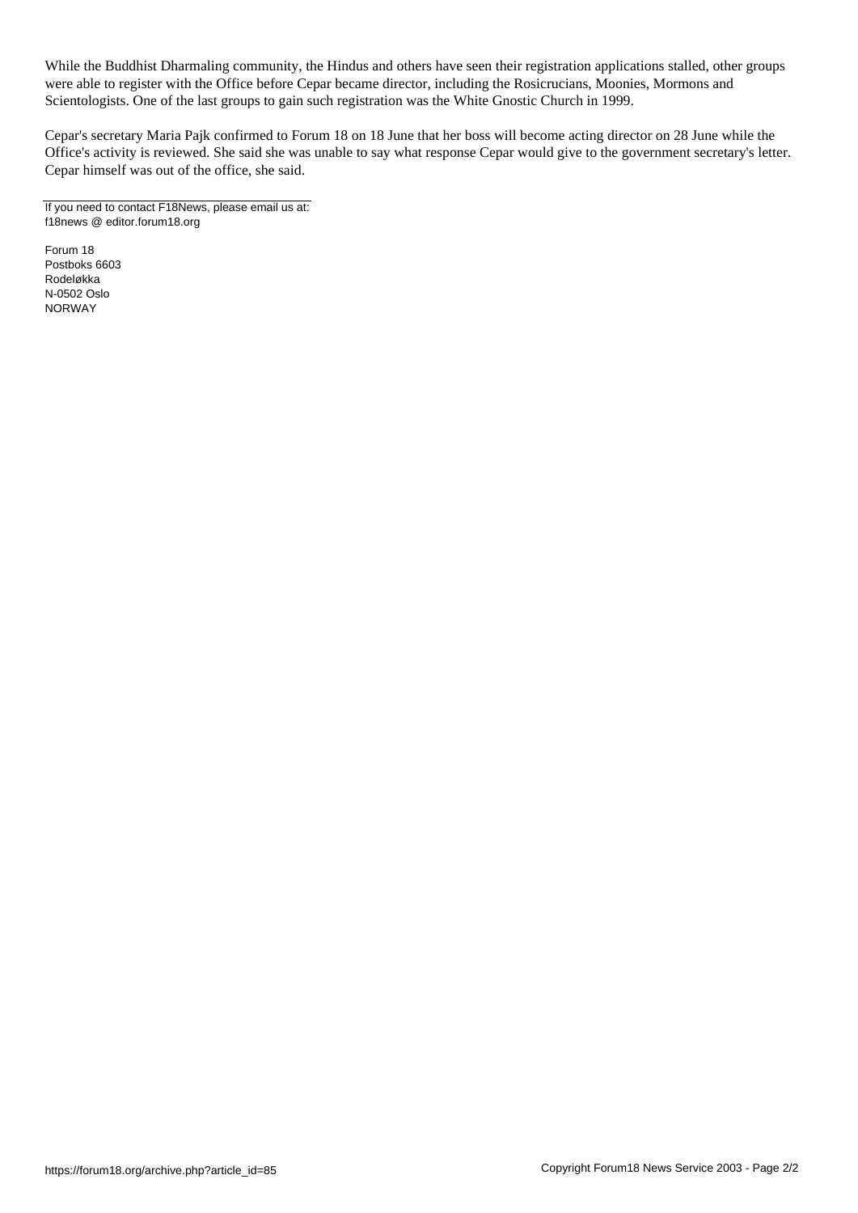While the Buddhist Dharmaling community, the Hindus and others have seen their registration applications stalled, other groups were able to register with the Office before Cepar became director, including the Rosicrucians, Moonies, Mormons and Scientologists. One of the last groups to gain such registration was the White Gnostic Church in 1999.

Cepar's secretary Maria Pajk confirmed to Forum 18 on 18 June that her boss will become acting director on 28 June while the Office's activity is reviewed. She said she was unable to say what response Cepar would give to the government secretary's letter. Cepar himself was out of the office, she said.

---

If you need to contact F18News, please email us at:
f18news @ editor.forum18.org

Forum 18
Postboks 6603
Rodeløkka
N-0502 Oslo
NORWAY